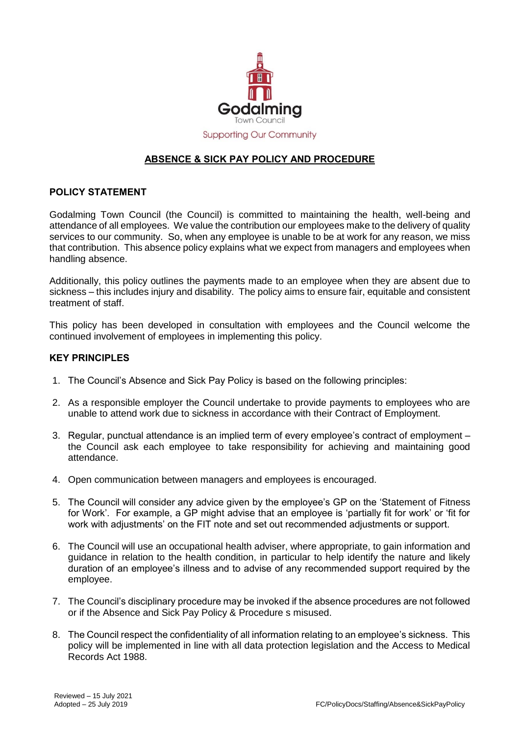Godalming
Town Council
Supporting Our Community

# ABSENCE & SICK PAY POLICY AND PROCEDURE

## POLICY STATEMENT

Godalming Town Council (the Council) is committed to maintaining the health, well-being and attendance of all employees. We value the contribution our employees make to the delivery of quality services to our community. So, when any employee is unable to be at work for any reason, we miss that contribution. This absence policy explains what we expect from managers and employees when handling absence.

Additionally, this policy outlines the payments made to an employee when they are absent due to sickness – this includes injury and disability. The policy aims to ensure fair, equitable and consistent treatment of staff.

This policy has been developed in consultation with employees and the Council welcome the continued involvement of employees in implementing this policy.

## KEY PRINCIPLES

1. The Council's Absence and Sick Pay Policy is based on the following principles:
2. As a responsible employer the Council undertake to provide payments to employees who are unable to attend work due to sickness in accordance with their Contract of Employment.
3. Regular, punctual attendance is an implied term of every employee's contract of employment – the Council ask each employee to take responsibility for achieving and maintaining good attendance.
4. Open communication between managers and employees is encouraged.
5. The Council will consider any advice given by the employee's GP on the 'Statement of Fitness for Work'. For example, a GP might advise that an employee is 'partially fit for work' or 'fit for work with adjustments' on the FIT note and set out recommended adjustments or support.
6. The Council will use an occupational health adviser, where appropriate, to gain information and guidance in relation to the health condition, in particular to help identify the nature and likely duration of an employee's illness and to advise of any recommended support required by the employee.
7. The Council's disciplinary procedure may be invoked if the absence procedures are not followed or if the Absence and Sick Pay Policy & Procedure s misused.
8. The Council respect the confidentiality of all information relating to an employee's sickness. This policy will be implemented in line with all data protection legislation and the Access to Medical Records Act 1988.

Reviewed – 15 July 2021
Adopted – 25 July 2019

FC/PolicyDocs/Staffing/Absence&SickPayPolicy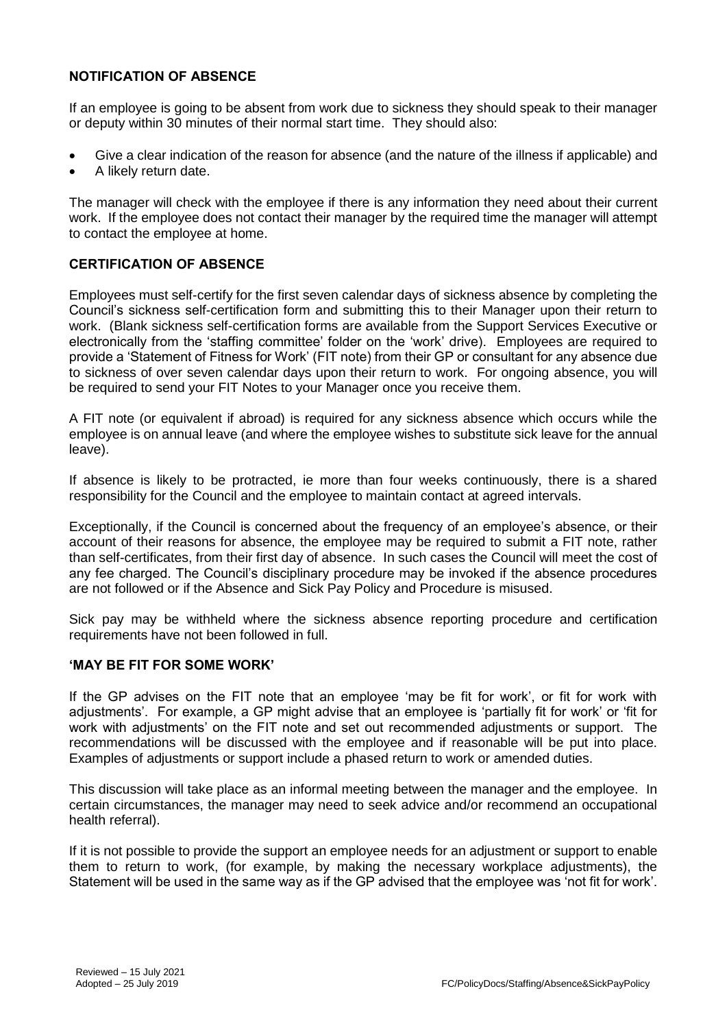## NOTIFICATION OF ABSENCE

If an employee is going to be absent from work due to sickness they should speak to their manager or deputy within 30 minutes of their normal start time. They should also:

- Give a clear indication of the reason for absence (and the nature of the illness if applicable) and
- A likely return date.

The manager will check with the employee if there is any information they need about their current work. If the employee does not contact their manager by the required time the manager will attempt to contact the employee at home.

## CERTIFICATION OF ABSENCE

Employees must self-certify for the first seven calendar days of sickness absence by completing the Council's sickness self-certification form and submitting this to their Manager upon their return to work. (Blank sickness self-certification forms are available from the Support Services Executive or electronically from the 'staffing committee' folder on the 'work' drive). Employees are required to provide a 'Statement of Fitness for Work' (FIT note) from their GP or consultant for any absence due to sickness of over seven calendar days upon their return to work. For ongoing absence, you will be required to send your FIT Notes to your Manager once you receive them.

A FIT note (or equivalent if abroad) is required for any sickness absence which occurs while the employee is on annual leave (and where the employee wishes to substitute sick leave for the annual leave).

If absence is likely to be protracted, ie more than four weeks continuously, there is a shared responsibility for the Council and the employee to maintain contact at agreed intervals.

Exceptionally, if the Council is concerned about the frequency of an employee's absence, or their account of their reasons for absence, the employee may be required to submit a FIT note, rather than self-certificates, from their first day of absence. In such cases the Council will meet the cost of any fee charged. The Council's disciplinary procedure may be invoked if the absence procedures are not followed or if the Absence and Sick Pay Policy and Procedure is misused.

Sick pay may be withheld where the sickness absence reporting procedure and certification requirements have not been followed in full.

## 'MAY BE FIT FOR SOME WORK'

If the GP advises on the FIT note that an employee 'may be fit for work', or fit for work with adjustments'. For example, a GP might advise that an employee is 'partially fit for work' or 'fit for work with adjustments' on the FIT note and set out recommended adjustments or support. The recommendations will be discussed with the employee and if reasonable will be put into place. Examples of adjustments or support include a phased return to work or amended duties.

This discussion will take place as an informal meeting between the manager and the employee. In certain circumstances, the manager may need to seek advice and/or recommend an occupational health referral).

If it is not possible to provide the support an employee needs for an adjustment or support to enable them to return to work, (for example, by making the necessary workplace adjustments), the Statement will be used in the same way as if the GP advised that the employee was 'not fit for work'.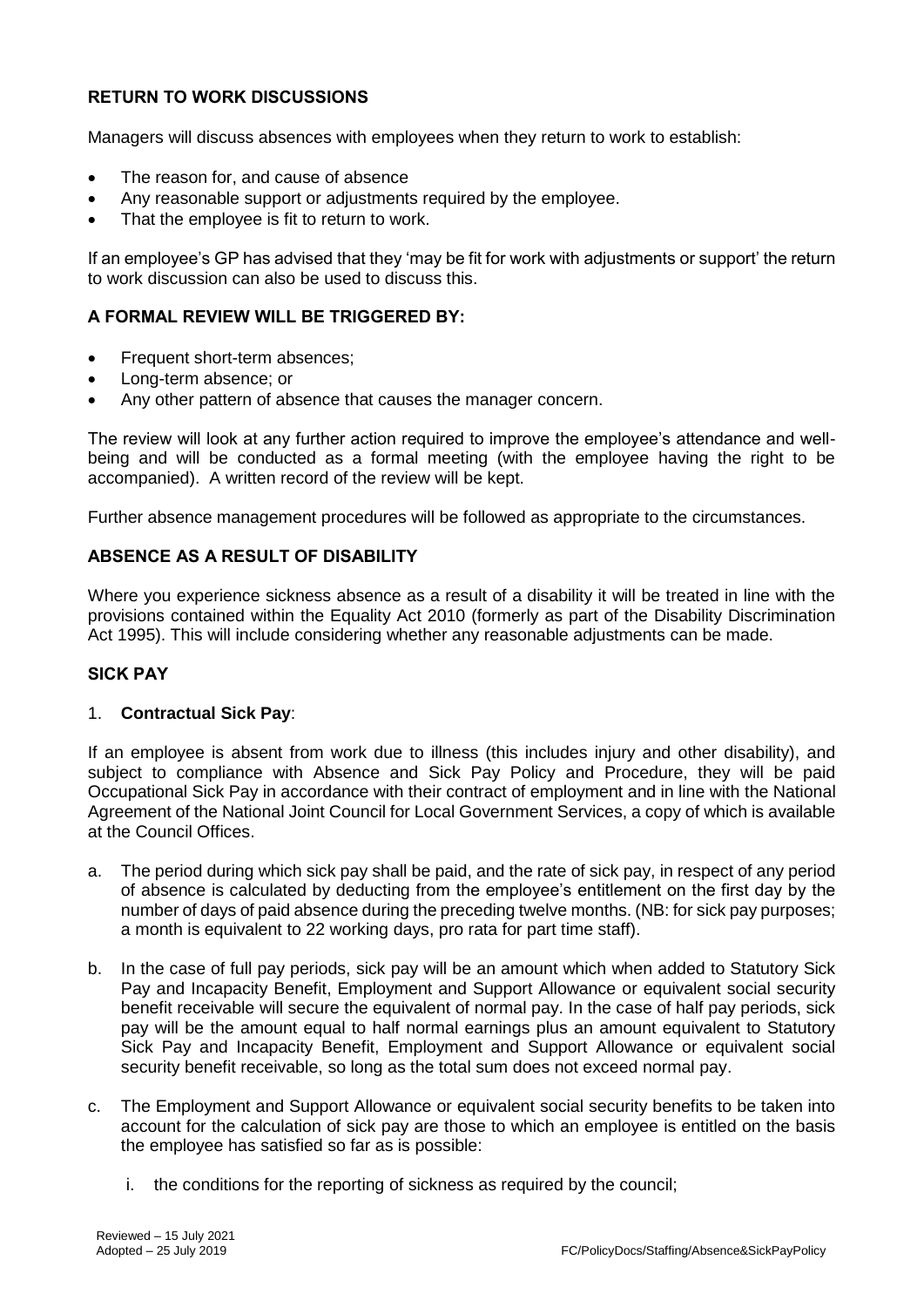## RETURN TO WORK DISCUSSIONS

Managers will discuss absences with employees when they return to work to establish:

- The reason for, and cause of absence
- Any reasonable support or adjustments required by the employee.
- That the employee is fit to return to work.

If an employee's GP has advised that they 'may be fit for work with adjustments or support' the return to work discussion can also be used to discuss this.

## A FORMAL REVIEW WILL BE TRIGGERED BY:

- Frequent short-term absences;
- Long-term absence; or
- Any other pattern of absence that causes the manager concern.

The review will look at any further action required to improve the employee's attendance and well-being and will be conducted as a formal meeting (with the employee having the right to be accompanied). A written record of the review will be kept.

Further absence management procedures will be followed as appropriate to the circumstances.

## ABSENCE AS A RESULT OF DISABILITY

Where you experience sickness absence as a result of a disability it will be treated in line with the provisions contained within the Equality Act 2010 (formerly as part of the Disability Discrimination Act 1995). This will include considering whether any reasonable adjustments can be made.

## SICK PAY

1. **Contractual Sick Pay**:

If an employee is absent from work due to illness (this includes injury and other disability), and subject to compliance with Absence and Sick Pay Policy and Procedure, they will be paid Occupational Sick Pay in accordance with their contract of employment and in line with the National Agreement of the National Joint Council for Local Government Services, a copy of which is available at the Council Offices.

a. The period during which sick pay shall be paid, and the rate of sick pay, in respect of any period of absence is calculated by deducting from the employee's entitlement on the first day by the number of days of paid absence during the preceding twelve months. (NB: for sick pay purposes; a month is equivalent to 22 working days, pro rata for part time staff).

b. In the case of full pay periods, sick pay will be an amount which when added to Statutory Sick Pay and Incapacity Benefit, Employment and Support Allowance or equivalent social security benefit receivable will secure the equivalent of normal pay. In the case of half pay periods, sick pay will be the amount equal to half normal earnings plus an amount equivalent to Statutory Sick Pay and Incapacity Benefit, Employment and Support Allowance or equivalent social security benefit receivable, so long as the total sum does not exceed normal pay.

c. The Employment and Support Allowance or equivalent social security benefits to be taken into account for the calculation of sick pay are those to which an employee is entitled on the basis the employee has satisfied so far as is possible:

   i. the conditions for the reporting of sickness as required by the council;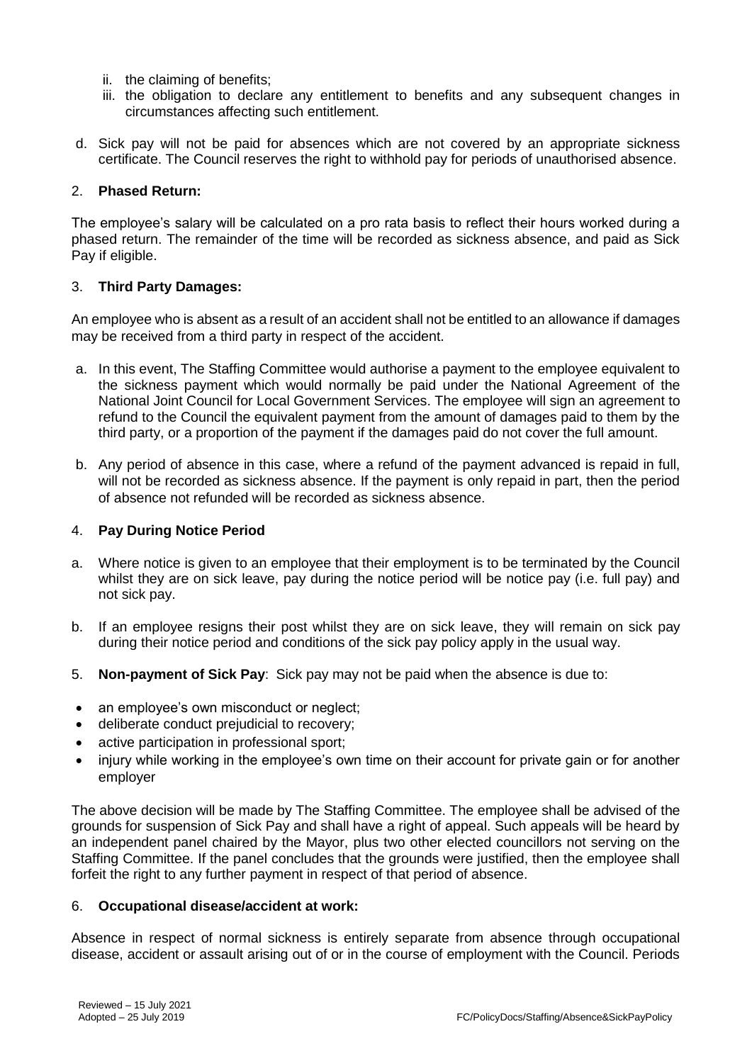ii. the claiming of benefits;
iii. the obligation to declare any entitlement to benefits and any subsequent changes in circumstances affecting such entitlement.

d. Sick pay will not be paid for absences which are not covered by an appropriate sickness certificate. The Council reserves the right to withhold pay for periods of unauthorised absence.

2. **Phased Return:**

The employee's salary will be calculated on a pro rata basis to reflect their hours worked during a phased return. The remainder of the time will be recorded as sickness absence, and paid as Sick Pay if eligible.

3. **Third Party Damages:**

An employee who is absent as a result of an accident shall not be entitled to an allowance if damages may be received from a third party in respect of the accident.

a. In this event, The Staffing Committee would authorise a payment to the employee equivalent to the sickness payment which would normally be paid under the National Agreement of the National Joint Council for Local Government Services. The employee will sign an agreement to refund to the Council the equivalent payment from the amount of damages paid to them by the third party, or a proportion of the payment if the damages paid do not cover the full amount.

b. Any period of absence in this case, where a refund of the payment advanced is repaid in full, will not be recorded as sickness absence. If the payment is only repaid in part, then the period of absence not refunded will be recorded as sickness absence.

4. **Pay During Notice Period**

a. Where notice is given to an employee that their employment is to be terminated by the Council whilst they are on sick leave, pay during the notice period will be notice pay (i.e. full pay) and not sick pay.

b. If an employee resigns their post whilst they are on sick leave, they will remain on sick pay during their notice period and conditions of the sick pay policy apply in the usual way.

5. **Non-payment of Sick Pay**: Sick pay may not be paid when the absence is due to:

- an employee's own misconduct or neglect;
- deliberate conduct prejudicial to recovery;
- active participation in professional sport;
- injury while working in the employee's own time on their account for private gain or for another employer

The above decision will be made by The Staffing Committee. The employee shall be advised of the grounds for suspension of Sick Pay and shall have a right of appeal. Such appeals will be heard by an independent panel chaired by the Mayor, plus two other elected councillors not serving on the Staffing Committee. If the panel concludes that the grounds were justified, then the employee shall forfeit the right to any further payment in respect of that period of absence.

6. **Occupational disease/accident at work:**

Absence in respect of normal sickness is entirely separate from absence through occupational disease, accident or assault arising out of or in the course of employment with the Council. Periods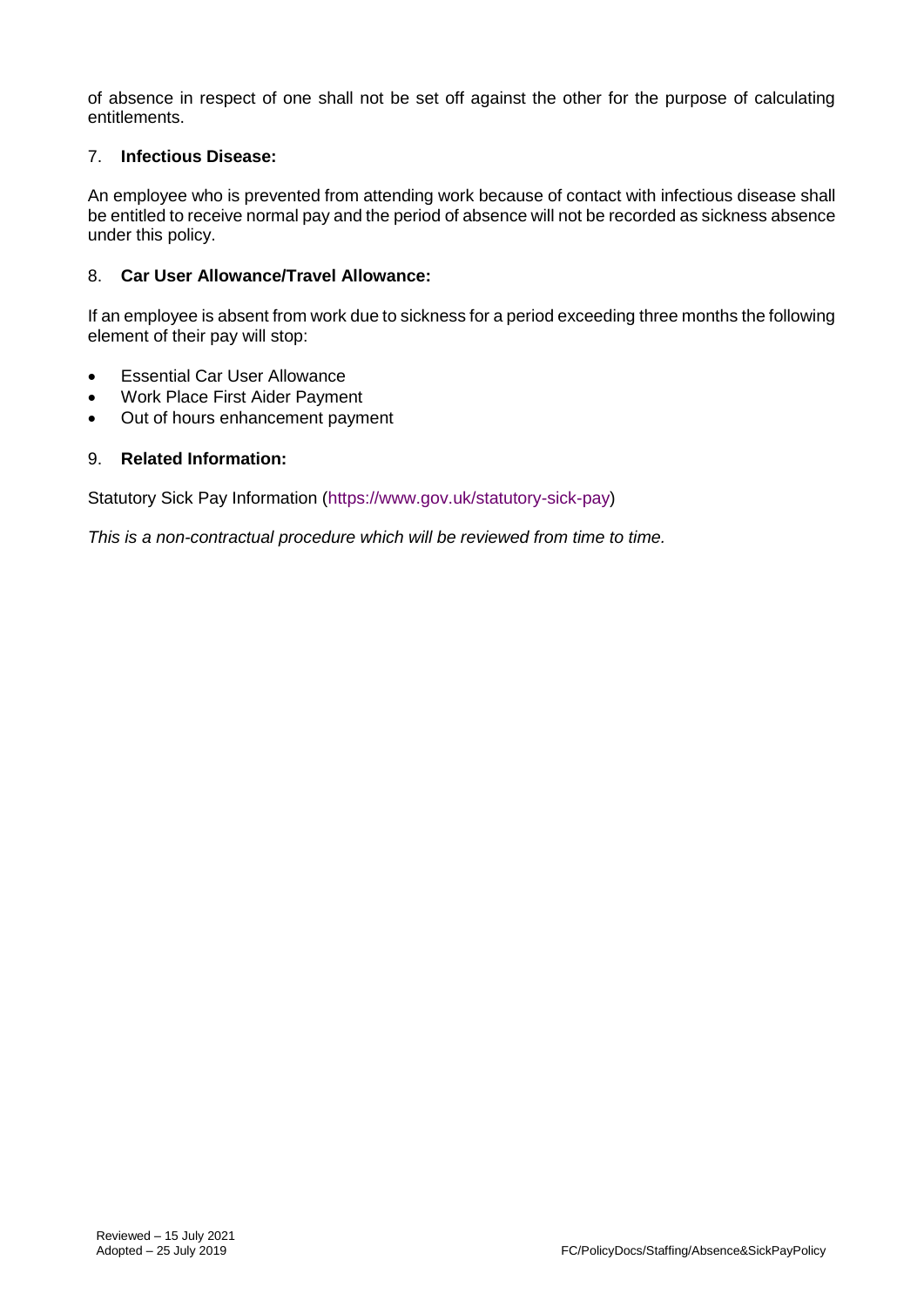of absence in respect of one shall not be set off against the other for the purpose of calculating entitlements.

### 7. **Infectious Disease:**

An employee who is prevented from attending work because of contact with infectious disease shall be entitled to receive normal pay and the period of absence will not be recorded as sickness absence under this policy.

### 8. **Car User Allowance/Travel Allowance:**

If an employee is absent from work due to sickness for a period exceeding three months the following element of their pay will stop:

- Essential Car User Allowance
- Work Place First Aider Payment
- Out of hours enhancement payment

### 9. **Related Information:**

Statutory Sick Pay Information (https://www.gov.uk/statutory-sick-pay)

*This is a non-contractual procedure which will be reviewed from time to time.*

Reviewed – 15 July 2021
Adopted – 25 July 2019

FC/PolicyDocs/Staffing/Absence&SickPayPolicy